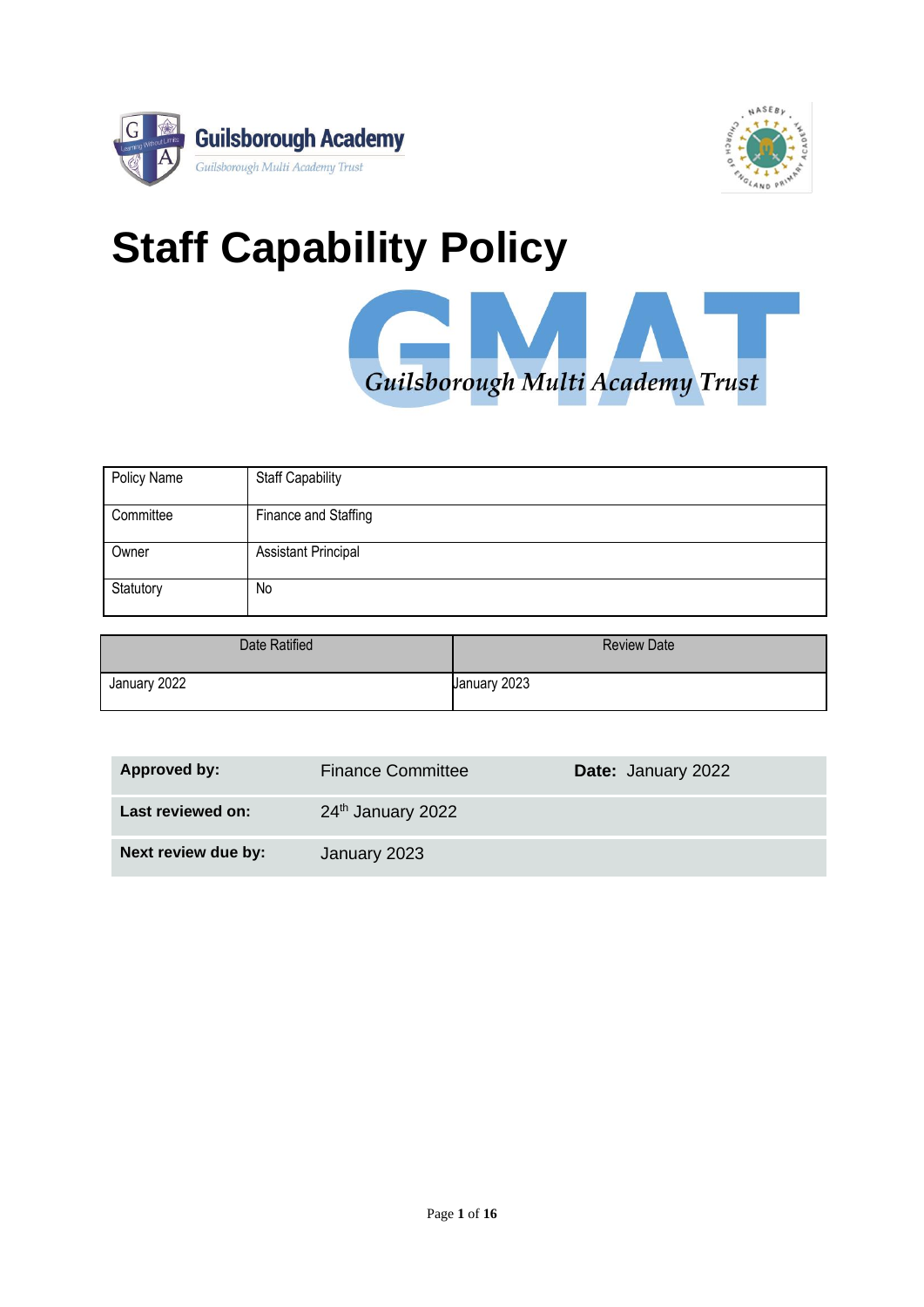Guilsborough Academy

Guilsborough Multi Academy Trust

# Staff Capability Policy

GMAT

*Guilsborough Multi Academy Trust*

| Policy Name | Staff Capability |
| --- | --- |
| Committee | Finance and Staffing |
| Owner | Assistant Principal |
| Statutory | No |

| Date Ratified | Review Date |
| --- | --- |
| January 2022 | January 2023 |

| **Approved by:** | Finance Committee | **Date:** January 2022 |
| --- | --- | --- |
| **Last reviewed on:** | 24th January 2022 | |
| **Next review due by:** | January 2023 | |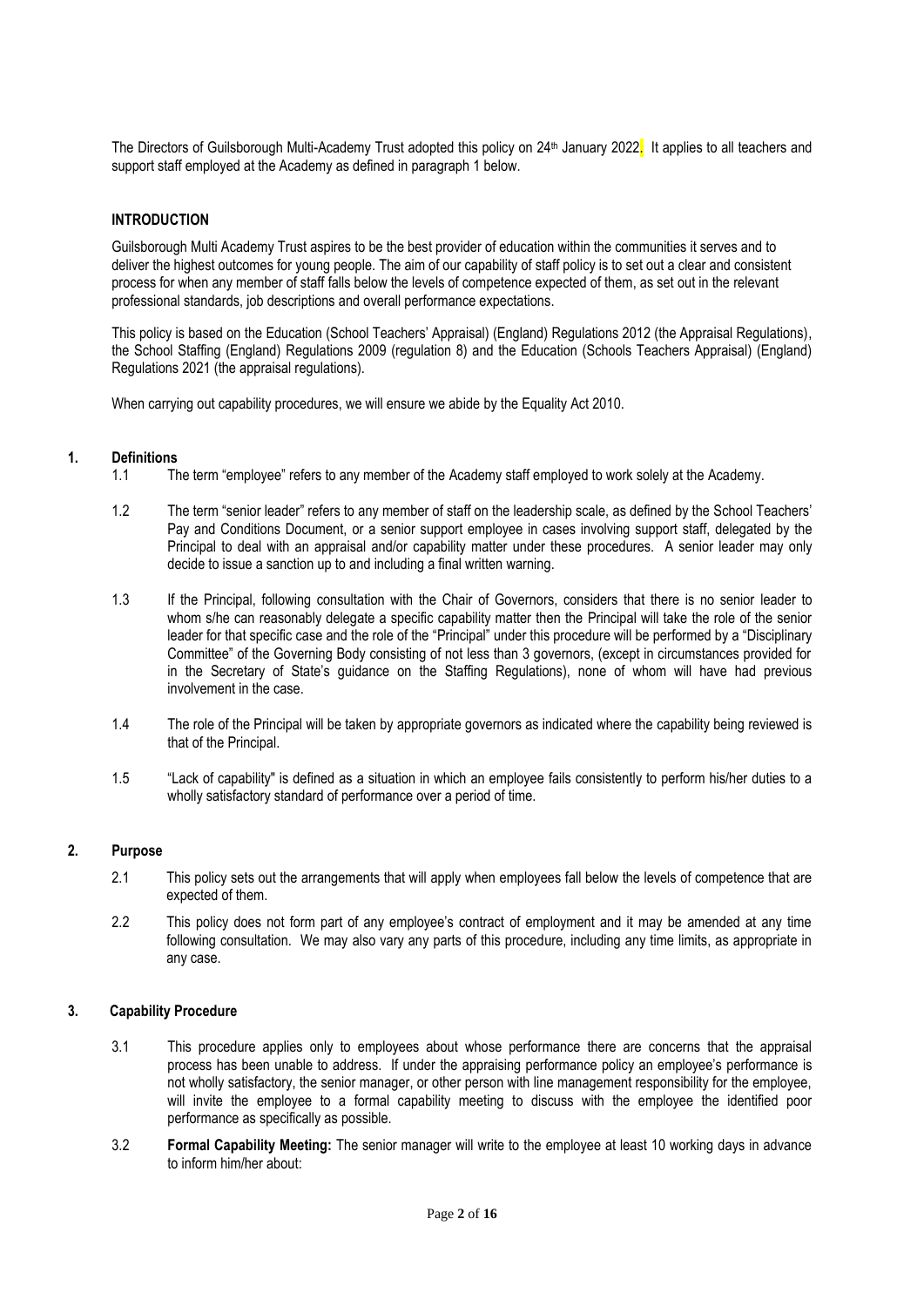The Directors of Guilsborough Multi-Academy Trust adopted this policy on 24th January 2022. It applies to all teachers and support staff employed at the Academy as defined in paragraph 1 below.

## INTRODUCTION

Guilsborough Multi Academy Trust aspires to be the best provider of education within the communities it serves and to deliver the highest outcomes for young people. The aim of our capability of staff policy is to set out a clear and consistent process for when any member of staff falls below the levels of competence expected of them, as set out in the relevant professional standards, job descriptions and overall performance expectations.

This policy is based on the Education (School Teachers' Appraisal) (England) Regulations 2012 (the Appraisal Regulations), the School Staffing (England) Regulations 2009 (regulation 8) and the Education (Schools Teachers Appraisal) (England) Regulations 2021 (the appraisal regulations).

When carrying out capability procedures, we will ensure we abide by the Equality Act 2010.

## 1. Definitions

1.1 The term "employee" refers to any member of the Academy staff employed to work solely at the Academy.

1.2 The term "senior leader" refers to any member of staff on the leadership scale, as defined by the School Teachers' Pay and Conditions Document, or a senior support employee in cases involving support staff, delegated by the Principal to deal with an appraisal and/or capability matter under these procedures. A senior leader may only decide to issue a sanction up to and including a final written warning.

1.3 If the Principal, following consultation with the Chair of Governors, considers that there is no senior leader to whom s/he can reasonably delegate a specific capability matter then the Principal will take the role of the senior leader for that specific case and the role of the "Principal" under this procedure will be performed by a "Disciplinary Committee" of the Governing Body consisting of not less than 3 governors, (except in circumstances provided for in the Secretary of State's guidance on the Staffing Regulations), none of whom will have had previous involvement in the case.

1.4 The role of the Principal will be taken by appropriate governors as indicated where the capability being reviewed is that of the Principal.

1.5 "Lack of capability" is defined as a situation in which an employee fails consistently to perform his/her duties to a wholly satisfactory standard of performance over a period of time.

## 2. Purpose

2.1 This policy sets out the arrangements that will apply when employees fall below the levels of competence that are expected of them.

2.2 This policy does not form part of any employee's contract of employment and it may be amended at any time following consultation. We may also vary any parts of this procedure, including any time limits, as appropriate in any case.

## 3. Capability Procedure

3.1 This procedure applies only to employees about whose performance there are concerns that the appraisal process has been unable to address. If under the appraising performance policy an employee's performance is not wholly satisfactory, the senior manager, or other person with line management responsibility for the employee, will invite the employee to a formal capability meeting to discuss with the employee the identified poor performance as specifically as possible.

3.2 **Formal Capability Meeting:** The senior manager will write to the employee at least 10 working days in advance to inform him/her about: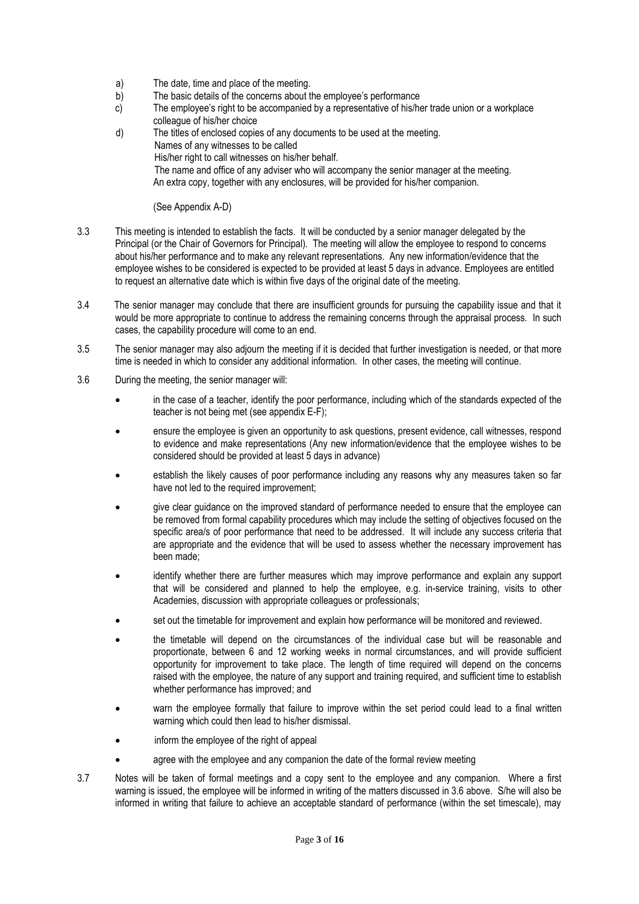a) The date, time and place of the meeting.
b) The basic details of the concerns about the employee's performance
c) The employee's right to be accompanied by a representative of his/her trade union or a workplace colleague of his/her choice
d) The titles of enclosed copies of any documents to be used at the meeting.
   Names of any witnesses to be called
   His/her right to call witnesses on his/her behalf.
   The name and office of any adviser who will accompany the senior manager at the meeting.
   An extra copy, together with any enclosures, will be provided for his/her companion.

   (See Appendix A-D)

3.3 This meeting is intended to establish the facts. It will be conducted by a senior manager delegated by the Principal (or the Chair of Governors for Principal). The meeting will allow the employee to respond to concerns about his/her performance and to make any relevant representations. Any new information/evidence that the employee wishes to be considered is expected to be provided at least 5 days in advance. Employees are entitled to request an alternative date which is within five days of the original date of the meeting.

3.4 The senior manager may conclude that there are insufficient grounds for pursuing the capability issue and that it would be more appropriate to continue to address the remaining concerns through the appraisal process. In such cases, the capability procedure will come to an end.

3.5 The senior manager may also adjourn the meeting if it is decided that further investigation is needed, or that more time is needed in which to consider any additional information. In other cases, the meeting will continue.

3.6 During the meeting, the senior manager will:

- in the case of a teacher, identify the poor performance, including which of the standards expected of the teacher is not being met (see appendix E-F);
- ensure the employee is given an opportunity to ask questions, present evidence, call witnesses, respond to evidence and make representations (Any new information/evidence that the employee wishes to be considered should be provided at least 5 days in advance)
- establish the likely causes of poor performance including any reasons why any measures taken so far have not led to the required improvement;
- give clear guidance on the improved standard of performance needed to ensure that the employee can be removed from formal capability procedures which may include the setting of objectives focused on the specific area/s of poor performance that need to be addressed. It will include any success criteria that are appropriate and the evidence that will be used to assess whether the necessary improvement has been made;
- identify whether there are further measures which may improve performance and explain any support that will be considered and planned to help the employee, e.g. in-service training, visits to other Academies, discussion with appropriate colleagues or professionals;
- set out the timetable for improvement and explain how performance will be monitored and reviewed.
- the timetable will depend on the circumstances of the individual case but will be reasonable and proportionate, between 6 and 12 working weeks in normal circumstances, and will provide sufficient opportunity for improvement to take place. The length of time required will depend on the concerns raised with the employee, the nature of any support and training required, and sufficient time to establish whether performance has improved; and
- warn the employee formally that failure to improve within the set period could lead to a final written warning which could then lead to his/her dismissal.
- inform the employee of the right of appeal
- agree with the employee and any companion the date of the formal review meeting

3.7 Notes will be taken of formal meetings and a copy sent to the employee and any companion. Where a first warning is issued, the employee will be informed in writing of the matters discussed in 3.6 above. S/he will also be informed in writing that failure to achieve an acceptable standard of performance (within the set timescale), may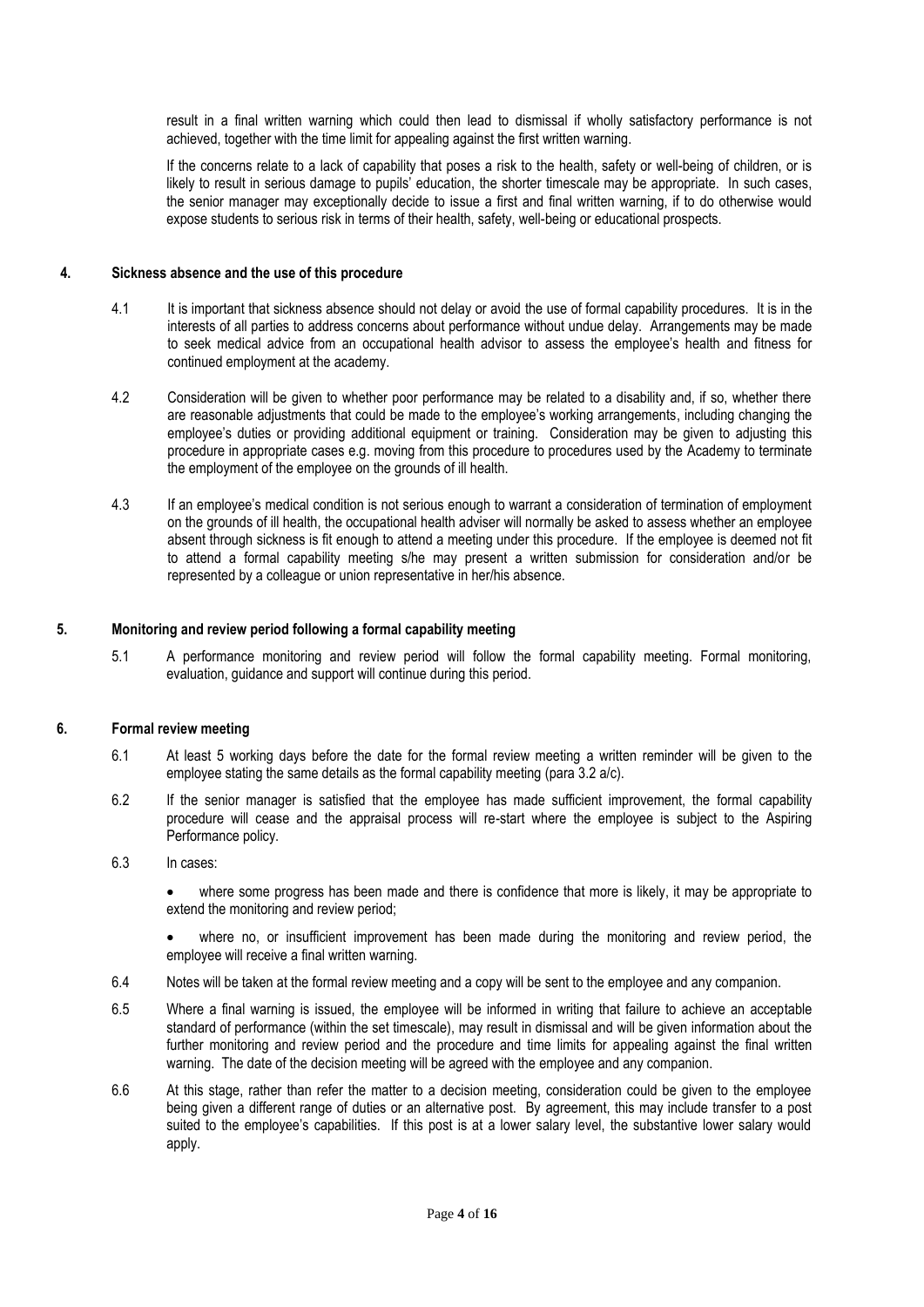result in a final written warning which could then lead to dismissal if wholly satisfactory performance is not achieved, together with the time limit for appealing against the first written warning.

If the concerns relate to a lack of capability that poses a risk to the health, safety or well-being of children, or is likely to result in serious damage to pupils' education, the shorter timescale may be appropriate. In such cases, the senior manager may exceptionally decide to issue a first and final written warning, if to do otherwise would expose students to serious risk in terms of their health, safety, well-being or educational prospects.

## 4. Sickness absence and the use of this procedure

4.1 It is important that sickness absence should not delay or avoid the use of formal capability procedures. It is in the interests of all parties to address concerns about performance without undue delay. Arrangements may be made to seek medical advice from an occupational health advisor to assess the employee's health and fitness for continued employment at the academy.

4.2 Consideration will be given to whether poor performance may be related to a disability and, if so, whether there are reasonable adjustments that could be made to the employee's working arrangements, including changing the employee's duties or providing additional equipment or training. Consideration may be given to adjusting this procedure in appropriate cases e.g. moving from this procedure to procedures used by the Academy to terminate the employment of the employee on the grounds of ill health.

4.3 If an employee's medical condition is not serious enough to warrant a consideration of termination of employment on the grounds of ill health, the occupational health adviser will normally be asked to assess whether an employee absent through sickness is fit enough to attend a meeting under this procedure. If the employee is deemed not fit to attend a formal capability meeting s/he may present a written submission for consideration and/or be represented by a colleague or union representative in her/his absence.

## 5. Monitoring and review period following a formal capability meeting

5.1 A performance monitoring and review period will follow the formal capability meeting. Formal monitoring, evaluation, guidance and support will continue during this period.

## 6. Formal review meeting

6.1 At least 5 working days before the date for the formal review meeting a written reminder will be given to the employee stating the same details as the formal capability meeting (para 3.2 a/c).

6.2 If the senior manager is satisfied that the employee has made sufficient improvement, the formal capability procedure will cease and the appraisal process will re-start where the employee is subject to the Aspiring Performance policy.

6.3 In cases:

- where some progress has been made and there is confidence that more is likely, it may be appropriate to extend the monitoring and review period;
- where no, or insufficient improvement has been made during the monitoring and review period, the employee will receive a final written warning.

6.4 Notes will be taken at the formal review meeting and a copy will be sent to the employee and any companion.

6.5 Where a final warning is issued, the employee will be informed in writing that failure to achieve an acceptable standard of performance (within the set timescale), may result in dismissal and will be given information about the further monitoring and review period and the procedure and time limits for appealing against the final written warning. The date of the decision meeting will be agreed with the employee and any companion.

6.6 At this stage, rather than refer the matter to a decision meeting, consideration could be given to the employee being given a different range of duties or an alternative post. By agreement, this may include transfer to a post suited to the employee's capabilities. If this post is at a lower salary level, the substantive lower salary would apply.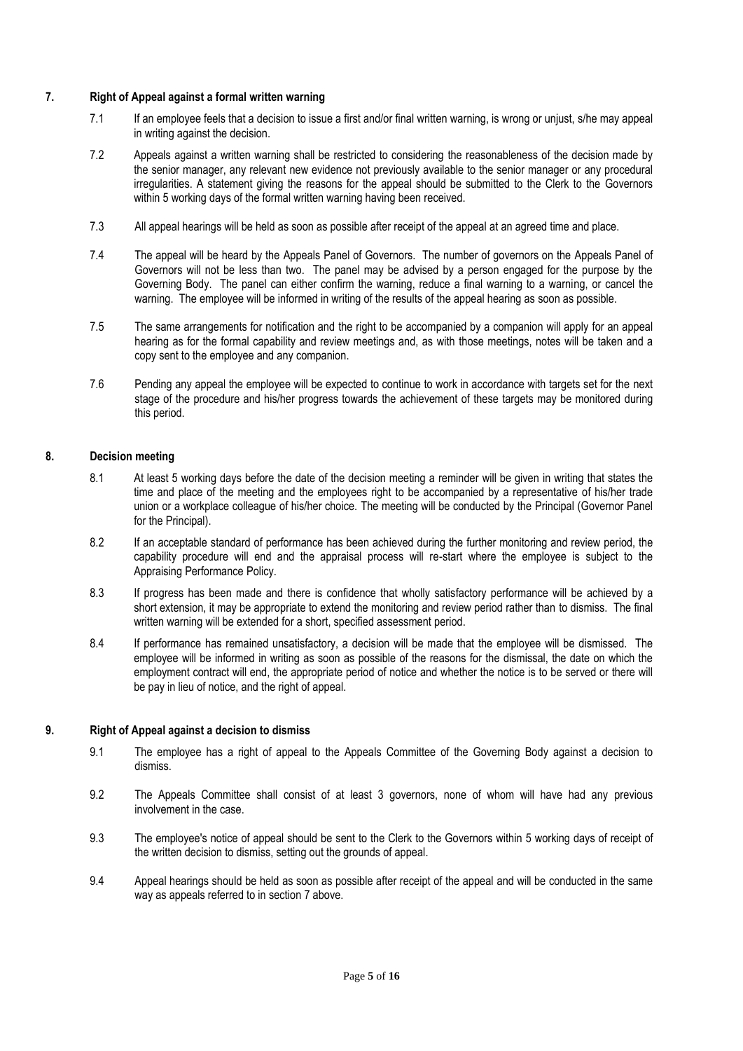## 7. Right of Appeal against a formal written warning

7.1 If an employee feels that a decision to issue a first and/or final written warning, is wrong or unjust, s/he may appeal in writing against the decision.

7.2 Appeals against a written warning shall be restricted to considering the reasonableness of the decision made by the senior manager, any relevant new evidence not previously available to the senior manager or any procedural irregularities. A statement giving the reasons for the appeal should be submitted to the Clerk to the Governors within 5 working days of the formal written warning having been received.

7.3 All appeal hearings will be held as soon as possible after receipt of the appeal at an agreed time and place.

7.4 The appeal will be heard by the Appeals Panel of Governors. The number of governors on the Appeals Panel of Governors will not be less than two. The panel may be advised by a person engaged for the purpose by the Governing Body. The panel can either confirm the warning, reduce a final warning to a warning, or cancel the warning. The employee will be informed in writing of the results of the appeal hearing as soon as possible.

7.5 The same arrangements for notification and the right to be accompanied by a companion will apply for an appeal hearing as for the formal capability and review meetings and, as with those meetings, notes will be taken and a copy sent to the employee and any companion.

7.6 Pending any appeal the employee will be expected to continue to work in accordance with targets set for the next stage of the procedure and his/her progress towards the achievement of these targets may be monitored during this period.

## 8. Decision meeting

8.1 At least 5 working days before the date of the decision meeting a reminder will be given in writing that states the time and place of the meeting and the employees right to be accompanied by a representative of his/her trade union or a workplace colleague of his/her choice. The meeting will be conducted by the Principal (Governor Panel for the Principal).

8.2 If an acceptable standard of performance has been achieved during the further monitoring and review period, the capability procedure will end and the appraisal process will re-start where the employee is subject to the Appraising Performance Policy.

8.3 If progress has been made and there is confidence that wholly satisfactory performance will be achieved by a short extension, it may be appropriate to extend the monitoring and review period rather than to dismiss. The final written warning will be extended for a short, specified assessment period.

8.4 If performance has remained unsatisfactory, a decision will be made that the employee will be dismissed. The employee will be informed in writing as soon as possible of the reasons for the dismissal, the date on which the employment contract will end, the appropriate period of notice and whether the notice is to be served or there will be pay in lieu of notice, and the right of appeal.

## 9. Right of Appeal against a decision to dismiss

9.1 The employee has a right of appeal to the Appeals Committee of the Governing Body against a decision to dismiss.

9.2 The Appeals Committee shall consist of at least 3 governors, none of whom will have had any previous involvement in the case.

9.3 The employee's notice of appeal should be sent to the Clerk to the Governors within 5 working days of receipt of the written decision to dismiss, setting out the grounds of appeal.

9.4 Appeal hearings should be held as soon as possible after receipt of the appeal and will be conducted in the same way as appeals referred to in section 7 above.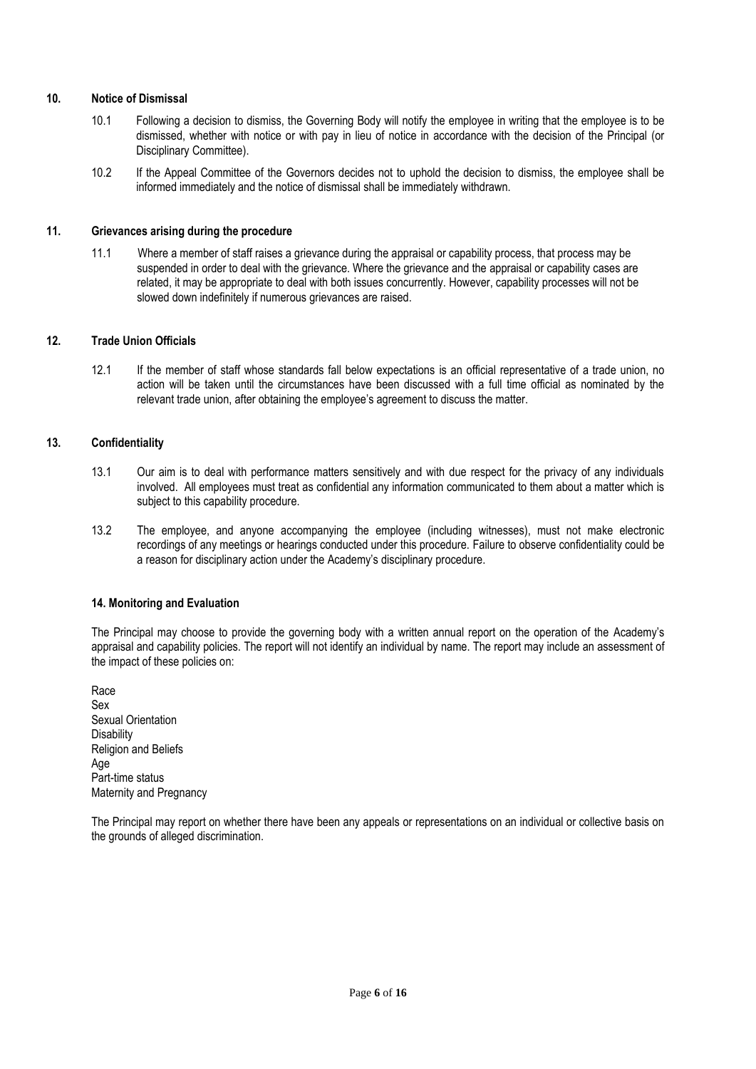## 10. Notice of Dismissal

10.1 Following a decision to dismiss, the Governing Body will notify the employee in writing that the employee is to be dismissed, whether with notice or with pay in lieu of notice in accordance with the decision of the Principal (or Disciplinary Committee).

10.2 If the Appeal Committee of the Governors decides not to uphold the decision to dismiss, the employee shall be informed immediately and the notice of dismissal shall be immediately withdrawn.

## 11. Grievances arising during the procedure

11.1 Where a member of staff raises a grievance during the appraisal or capability process, that process may be suspended in order to deal with the grievance. Where the grievance and the appraisal or capability cases are related, it may be appropriate to deal with both issues concurrently. However, capability processes will not be slowed down indefinitely if numerous grievances are raised.

## 12. Trade Union Officials

12.1 If the member of staff whose standards fall below expectations is an official representative of a trade union, no action will be taken until the circumstances have been discussed with a full time official as nominated by the relevant trade union, after obtaining the employee's agreement to discuss the matter.

## 13. Confidentiality

13.1 Our aim is to deal with performance matters sensitively and with due respect for the privacy of any individuals involved. All employees must treat as confidential any information communicated to them about a matter which is subject to this capability procedure.

13.2 The employee, and anyone accompanying the employee (including witnesses), must not make electronic recordings of any meetings or hearings conducted under this procedure. Failure to observe confidentiality could be a reason for disciplinary action under the Academy's disciplinary procedure.

## 14. Monitoring and Evaluation

The Principal may choose to provide the governing body with a written annual report on the operation of the Academy's appraisal and capability policies. The report will not identify an individual by name. The report may include an assessment of the impact of these policies on:

Race
Sex
Sexual Orientation
Disability
Religion and Beliefs
Age
Part-time status
Maternity and Pregnancy

The Principal may report on whether there have been any appeals or representations on an individual or collective basis on the grounds of alleged discrimination.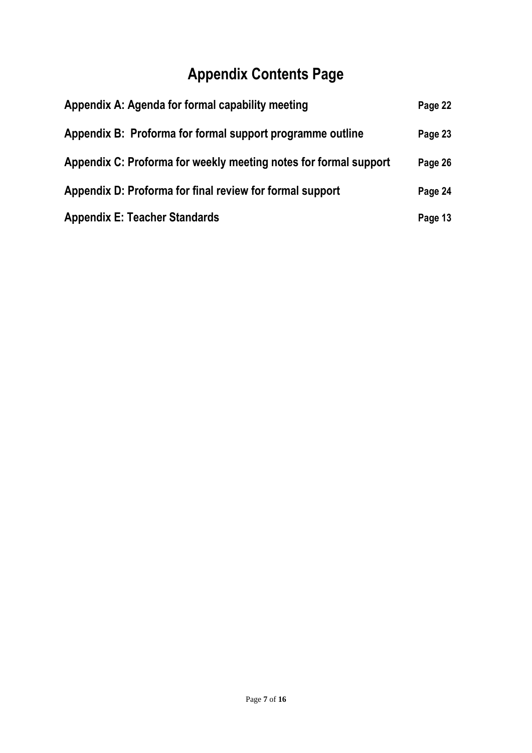# Appendix Contents Page

| | |
|---|---|
| **Appendix A: Agenda for formal capability meeting** | **Page 22** |
| **Appendix B: Proforma for formal support programme outline** | **Page 23** |
| **Appendix C: Proforma for weekly meeting notes for formal support** | **Page 26** |
| **Appendix D: Proforma for final review for formal support** | **Page 24** |
| **Appendix E: Teacher Standards** | **Page 13** |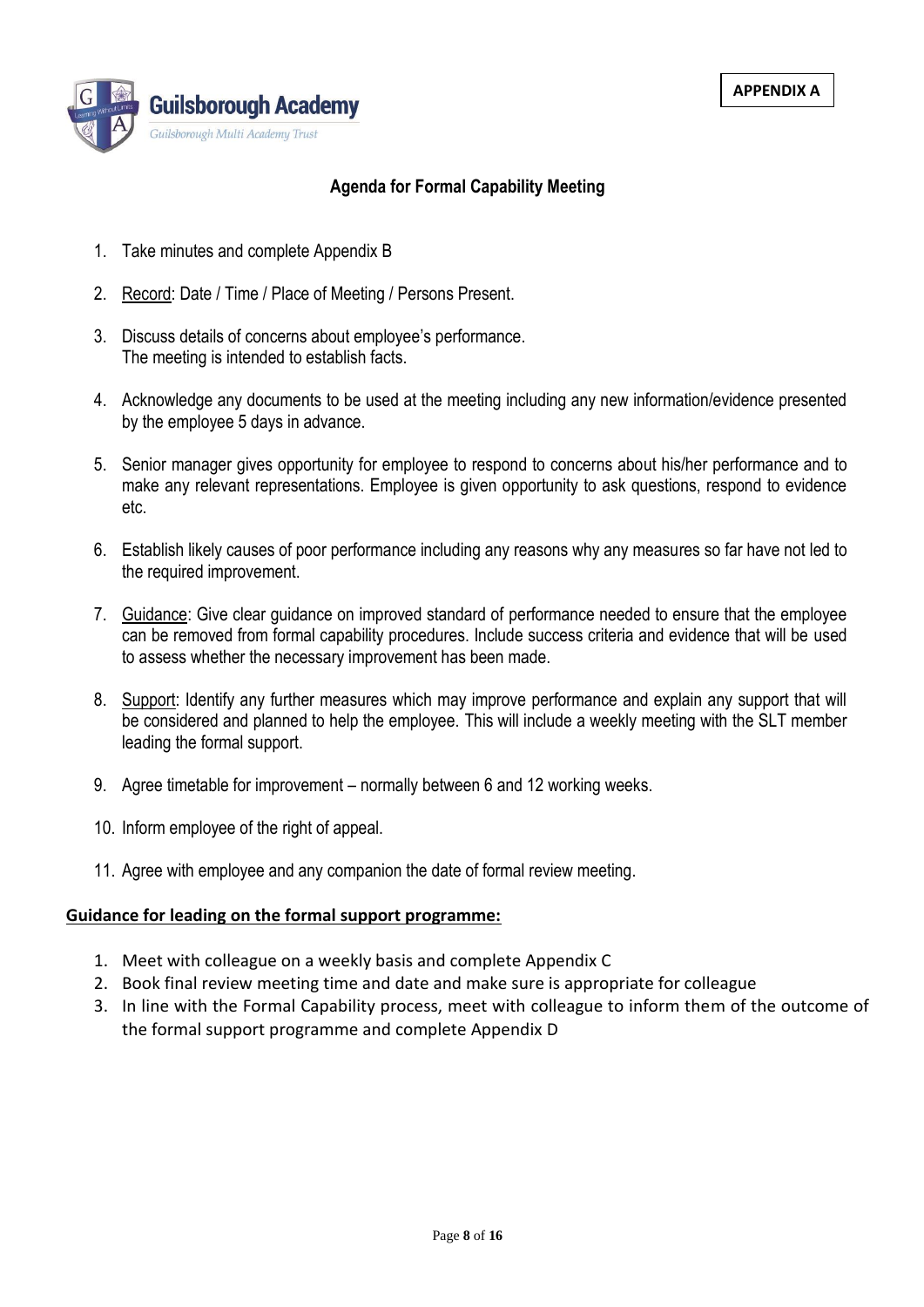**APPENDIX A**

Guilsborough Academy
Guilsborough Multi Academy Trust

## Agenda for Formal Capability Meeting

1. Take minutes and complete Appendix B
2. Record: Date / Time / Place of Meeting / Persons Present.
3. Discuss details of concerns about employee's performance.
   The meeting is intended to establish facts.
4. Acknowledge any documents to be used at the meeting including any new information/evidence presented by the employee 5 days in advance.
5. Senior manager gives opportunity for employee to respond to concerns about his/her performance and to make any relevant representations. Employee is given opportunity to ask questions, respond to evidence etc.
6. Establish likely causes of poor performance including any reasons why any measures so far have not led to the required improvement.
7. Guidance: Give clear guidance on improved standard of performance needed to ensure that the employee can be removed from formal capability procedures. Include success criteria and evidence that will be used to assess whether the necessary improvement has been made.
8. Support: Identify any further measures which may improve performance and explain any support that will be considered and planned to help the employee. This will include a weekly meeting with the SLT member leading the formal support.
9. Agree timetable for improvement – normally between 6 and 12 working weeks.
10. Inform employee of the right of appeal.
11. Agree with employee and any companion the date of formal review meeting.

**Guidance for leading on the formal support programme:**

1. Meet with colleague on a weekly basis and complete Appendix C
2. Book final review meeting time and date and make sure is appropriate for colleague
3. In line with the Formal Capability process, meet with colleague to inform them of the outcome of the formal support programme and complete Appendix D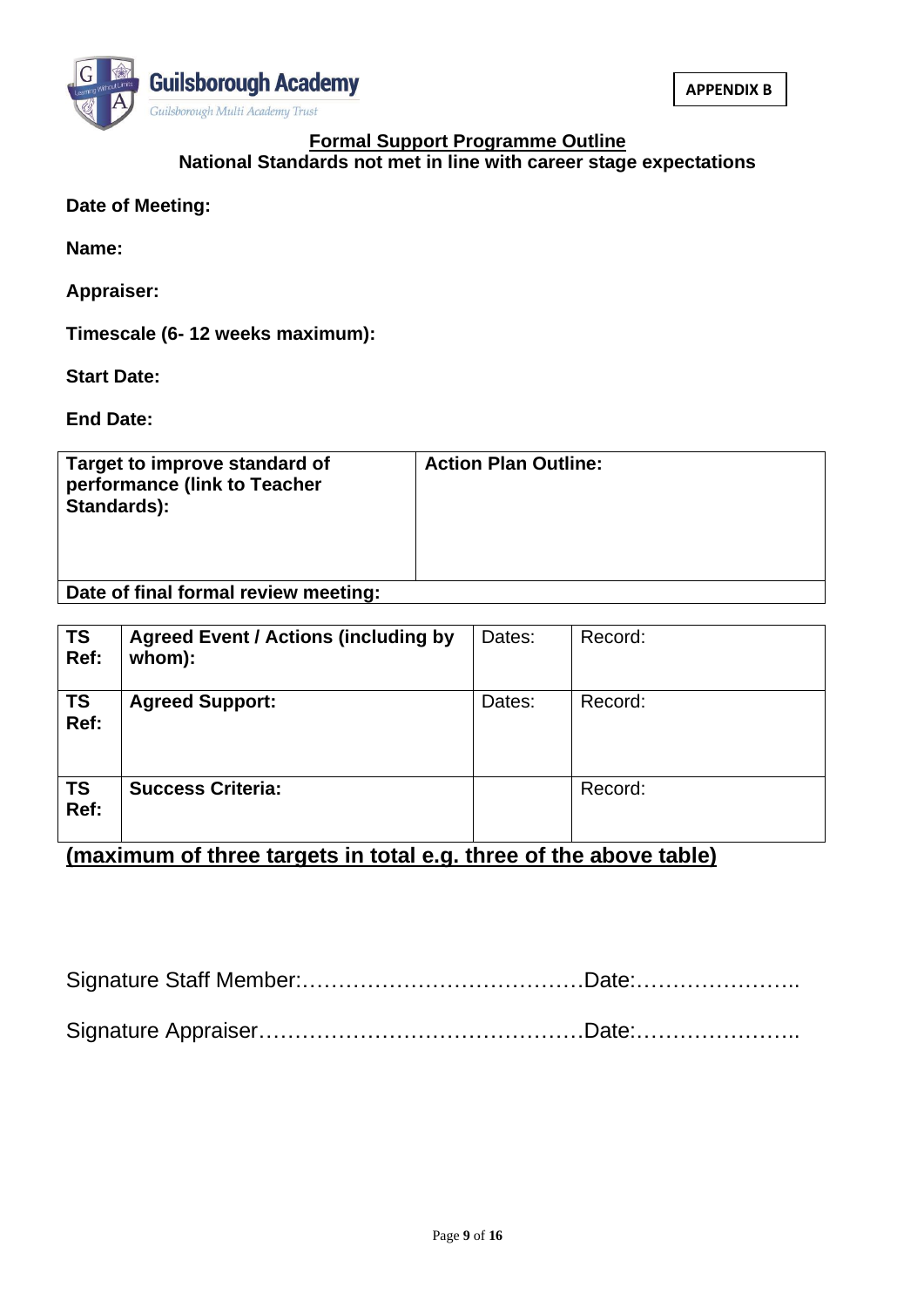Guilsborough Academy

Guilsborough Multi Academy Trust

**APPENDIX B**

## Formal Support Programme Outline

**National Standards not met in line with career stage expectations**

**Date of Meeting:**

**Name:**

**Appraiser:**

**Timescale (6- 12 weeks maximum):**

**Start Date:**

**End Date:**

| **Target to improve standard of performance (link to Teacher Standards):** | **Action Plan Outline:** |
|---|---|
| **Date of final formal review meeting:** | |

| **TS Ref:** | **Agreed Event / Actions (including by whom):** | Dates: | Record: |
|---|---|---|---|
| **TS Ref:** | **Agreed Support:** | Dates: | Record: |
| **TS Ref:** | **Success Criteria:** | | Record: |

**(maximum of three targets in total e.g. three of the above table)**

Signature Staff Member:…………………………………Date:…………………..

Signature Appraiser………………………………………Date:…………………..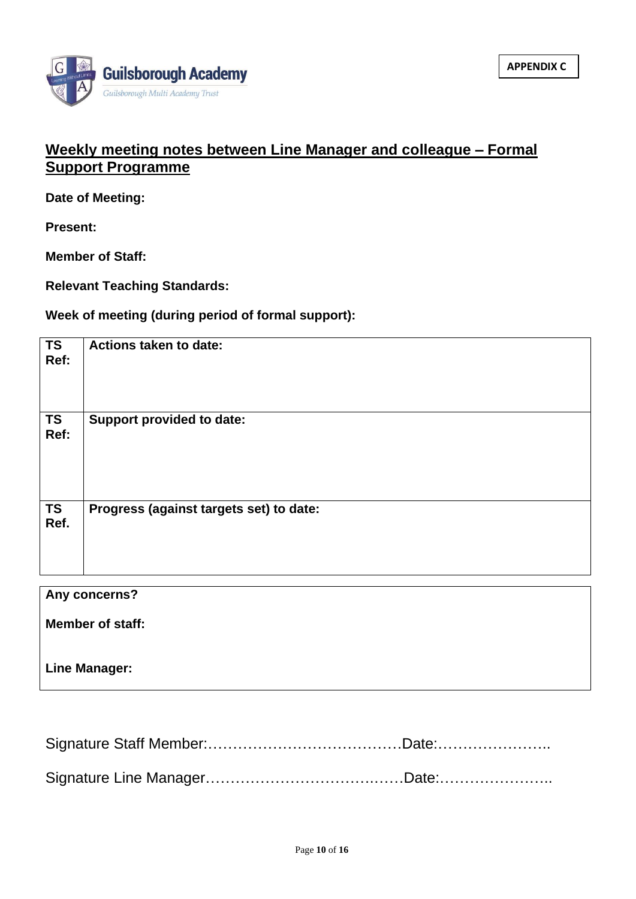Guilsborough Academy

Guilsborough Multi Academy Trust

**APPENDIX C**

## Weekly meeting notes between Line Manager and colleague – Formal Support Programme

**Date of Meeting:**

**Present:**

**Member of Staff:**

**Relevant Teaching Standards:**

**Week of meeting (during period of formal support):**

| TS Ref: | Actions taken to date: |
|---|---|
| **TS Ref:** | **Support provided to date:** |
| **TS Ref.** | **Progress (against targets set) to date:** |

| Any concerns? |
|---|
| **Member of staff:** |
| **Line Manager:** |

Signature Staff Member:…………………………………Date:…………………..

Signature Line Manager…………………………….……Date:…………………..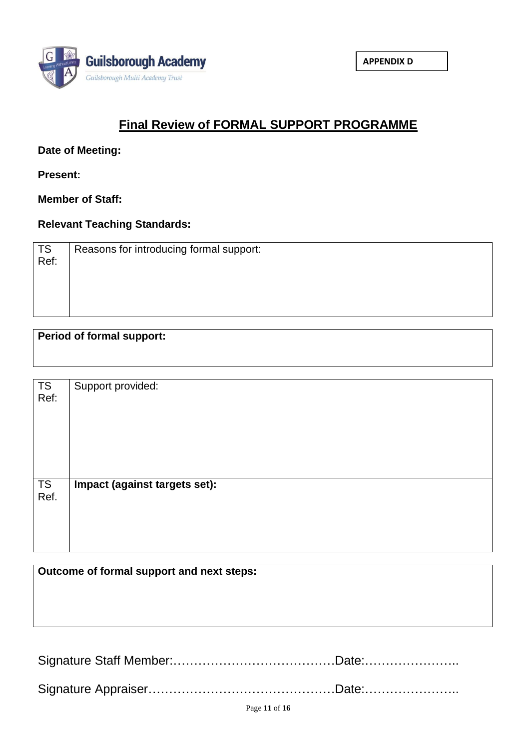Guilsborough Academy

Guilsborough Multi Academy Trust

**APPENDIX D**

## Final Review of FORMAL SUPPORT PROGRAMME

**Date of Meeting:**

**Present:**

**Member of Staff:**

**Relevant Teaching Standards:**

| TS Ref: | Reasons for introducing formal support: |
|---|---|
| | |

| **Period of formal support:** |
|---|
| |

| TS Ref: | Support provided: |
|---|---|
| | |
| TS Ref. | **Impact (against targets set):** |
| | |

| **Outcome of formal support and next steps:** |
|---|
| |

Signature Staff Member:…………………………………Date:…………………..

Signature Appraiser………………………………………Date:…………………..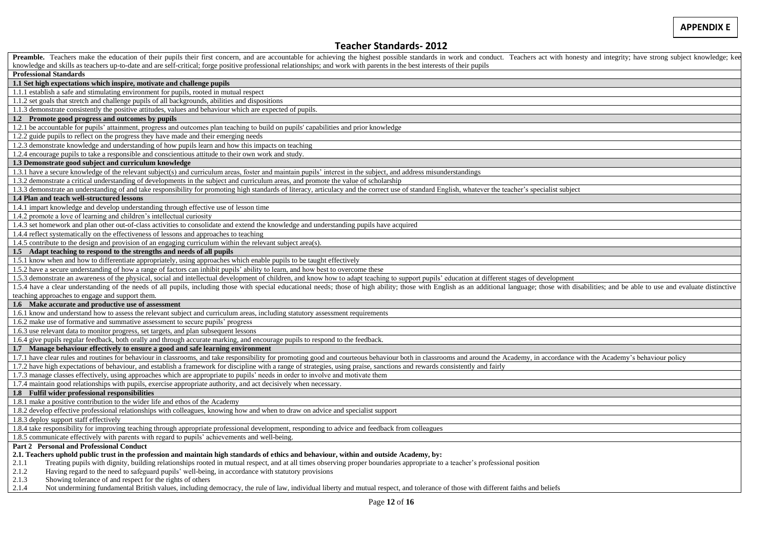**APPENDIX E**

# Teacher Standards- 2012

**Preamble.** Teachers make the education of their pupils their first concern, and are accountable for achieving the highest possible standards in work and conduct. Teachers act with honesty and integrity; have strong subject knowledge; kee knowledge and skills as teachers up-to-date and are self-critical; forge positive professional relationships; and work with parents in the best interests of their pupils

**Professional Standards**

**1.1 Set high expectations which inspire, motivate and challenge pupils**

1.1.1 establish a safe and stimulating environment for pupils, rooted in mutual respect

1.1.2 set goals that stretch and challenge pupils of all backgrounds, abilities and dispositions

1.1.3 demonstrate consistently the positive attitudes, values and behaviour which are expected of pupils.

**1.2 Promote good progress and outcomes by pupils**

1.2.1 be accountable for pupils' attainment, progress and outcomes plan teaching to build on pupils' capabilities and prior knowledge

1.2.2 guide pupils to reflect on the progress they have made and their emerging needs

1.2.3 demonstrate knowledge and understanding of how pupils learn and how this impacts on teaching

1.2.4 encourage pupils to take a responsible and conscientious attitude to their own work and study.

**1.3 Demonstrate good subject and curriculum knowledge**

1.3.1 have a secure knowledge of the relevant subject(s) and curriculum areas, foster and maintain pupils' interest in the subject, and address misunderstandings

1.3.2 demonstrate a critical understanding of developments in the subject and curriculum areas, and promote the value of scholarship

1.3.3 demonstrate an understanding of and take responsibility for promoting high standards of literacy, articulacy and the correct use of standard English, whatever the teacher's specialist subject

**1.4 Plan and teach well-structured lessons**

1.4.1 impart knowledge and develop understanding through effective use of lesson time

1.4.2 promote a love of learning and children's intellectual curiosity

1.4.3 set homework and plan other out-of-class activities to consolidate and extend the knowledge and understanding pupils have acquired

1.4.4 reflect systematically on the effectiveness of lessons and approaches to teaching

1.4.5 contribute to the design and provision of an engaging curriculum within the relevant subject area(s).

**1.5 Adapt teaching to respond to the strengths and needs of all pupils**

1.5.1 know when and how to differentiate appropriately, using approaches which enable pupils to be taught effectively

1.5.2 have a secure understanding of how a range of factors can inhibit pupils' ability to learn, and how best to overcome these

1.5.3 demonstrate an awareness of the physical, social and intellectual development of children, and know how to adapt teaching to support pupils' education at different stages of development

1.5.4 have a clear understanding of the needs of all pupils, including those with special educational needs; those of high ability; those with English as an additional language; those with disabilities; and be able to use and evaluate distinctive teaching approaches to engage and support them.

**1.6 Make accurate and productive use of assessment**

1.6.1 know and understand how to assess the relevant subject and curriculum areas, including statutory assessment requirements

1.6.2 make use of formative and summative assessment to secure pupils' progress

1.6.3 use relevant data to monitor progress, set targets, and plan subsequent lessons

1.6.4 give pupils regular feedback, both orally and through accurate marking, and encourage pupils to respond to the feedback.

**1.7 Manage behaviour effectively to ensure a good and safe learning environment**

1.7.1 have clear rules and routines for behaviour in classrooms, and take responsibility for promoting good and courteous behaviour both in classrooms and around the Academy, in accordance with the Academy's behaviour policy

1.7.2 have high expectations of behaviour, and establish a framework for discipline with a range of strategies, using praise, sanctions and rewards consistently and fairly

1.7.3 manage classes effectively, using approaches which are appropriate to pupils' needs in order to involve and motivate them

1.7.4 maintain good relationships with pupils, exercise appropriate authority, and act decisively when necessary.

**1.8 Fulfil wider professional responsibilities**

1.8.1 make a positive contribution to the wider life and ethos of the Academy

1.8.2 develop effective professional relationships with colleagues, knowing how and when to draw on advice and specialist support

1.8.3 deploy support staff effectively

1.8.4 take responsibility for improving teaching through appropriate professional development, responding to advice and feedback from colleagues

1.8.5 communicate effectively with parents with regard to pupils' achievements and well-being.

**Part 2 Personal and Professional Conduct**

**2.1. Teachers uphold public trust in the profession and maintain high standards of ethics and behaviour, within and outside Academy, by:**

2.1.1 Treating pupils with dignity, building relationships rooted in mutual respect, and at all times observing proper boundaries appropriate to a teacher's professional position

2.1.2 Having regard to the need to safeguard pupils' well-being, in accordance with statutory provisions

2.1.3 Showing tolerance of and respect for the rights of others

2.1.4 Not undermining fundamental British values, including democracy, the rule of law, individual liberty and mutual respect, and tolerance of those with different faiths and beliefs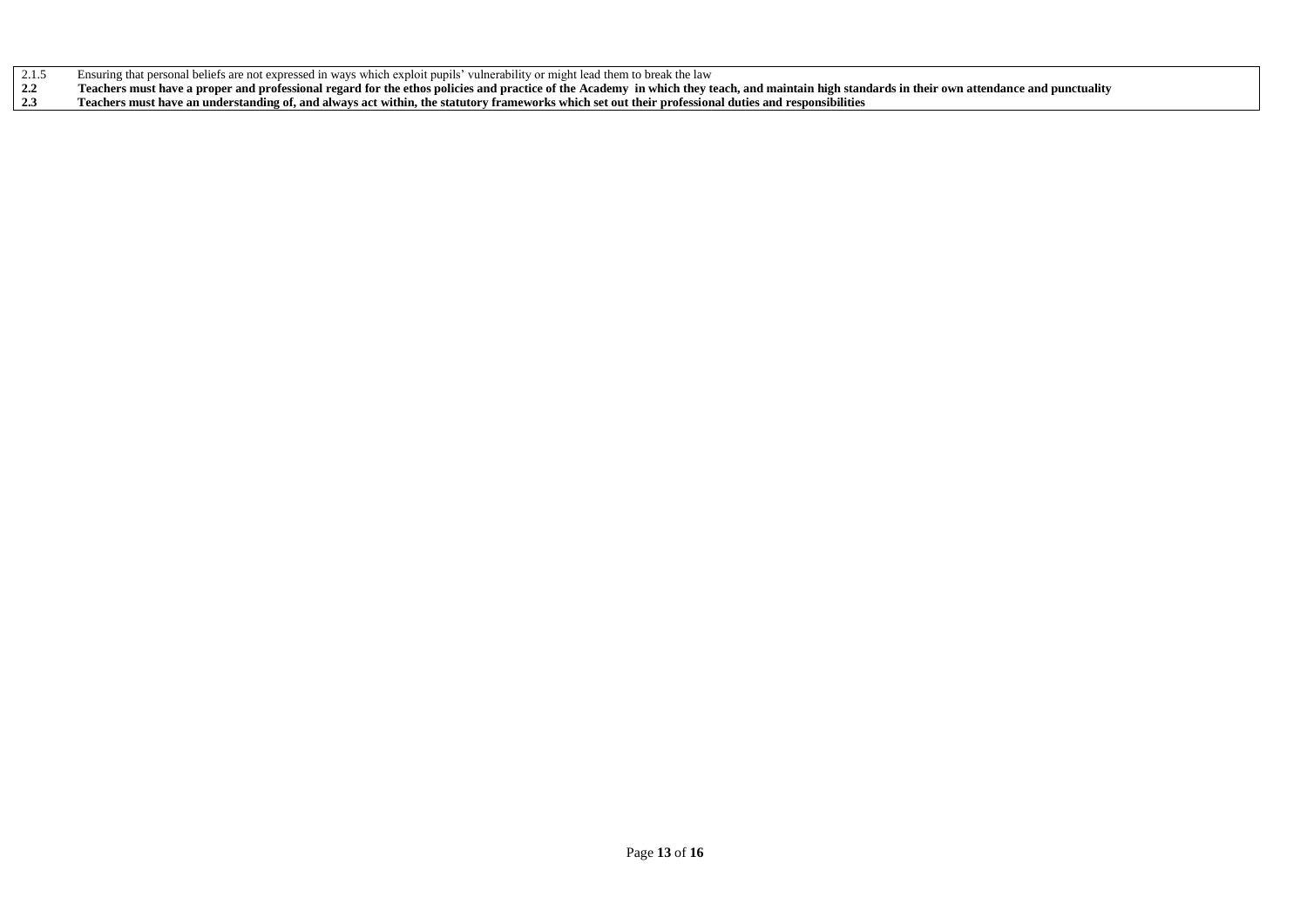| | |
|---|---|
| 2.1.5 | Ensuring that personal beliefs are not expressed in ways which exploit pupils' vulnerability or might lead them to break the law |
| **2.2** | **Teachers must have a proper and professional regard for the ethos policies and practice of the Academy in which they teach, and maintain high standards in their own attendance and punctuality** |
| **2.3** | **Teachers must have an understanding of, and always act within, the statutory frameworks which set out their professional duties and responsibilities** |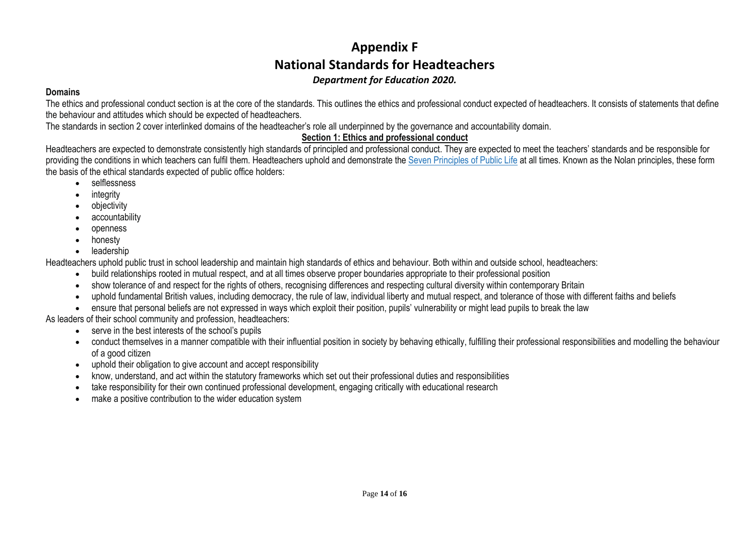# Appendix F

# National Standards for Headteachers

***Department for Education 2020.***

**Domains**

The ethics and professional conduct section is at the core of the standards. This outlines the ethics and professional conduct expected of headteachers. It consists of statements that define the behaviour and attitudes which should be expected of headteachers.

The standards in section 2 cover interlinked domains of the headteacher's role all underpinned by the governance and accountability domain.

## Section 1: Ethics and professional conduct

Headteachers are expected to demonstrate consistently high standards of principled and professional conduct. They are expected to meet the teachers' standards and be responsible for providing the conditions in which teachers can fulfil them. Headteachers uphold and demonstrate the Seven Principles of Public Life at all times. Known as the Nolan principles, these form the basis of the ethical standards expected of public office holders:

- selflessness
- integrity
- objectivity
- accountability
- openness
- honesty
- leadership

Headteachers uphold public trust in school leadership and maintain high standards of ethics and behaviour. Both within and outside school, headteachers:

- build relationships rooted in mutual respect, and at all times observe proper boundaries appropriate to their professional position
- show tolerance of and respect for the rights of others, recognising differences and respecting cultural diversity within contemporary Britain
- uphold fundamental British values, including democracy, the rule of law, individual liberty and mutual respect, and tolerance of those with different faiths and beliefs
- ensure that personal beliefs are not expressed in ways which exploit their position, pupils' vulnerability or might lead pupils to break the law

As leaders of their school community and profession, headteachers:

- serve in the best interests of the school's pupils
- conduct themselves in a manner compatible with their influential position in society by behaving ethically, fulfilling their professional responsibilities and modelling the behaviour of a good citizen
- uphold their obligation to give account and accept responsibility
- know, understand, and act within the statutory frameworks which set out their professional duties and responsibilities
- take responsibility for their own continued professional development, engaging critically with educational research
- make a positive contribution to the wider education system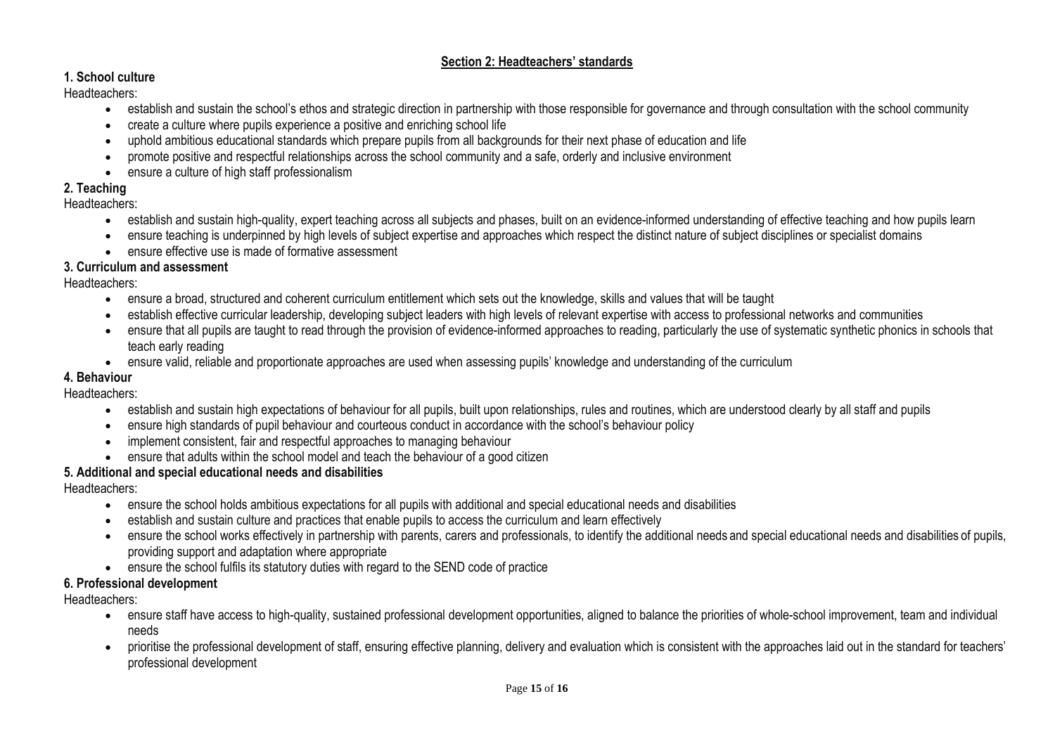## Section 2: Headteachers' standards

### 1. School culture

Headteachers:

- establish and sustain the school's ethos and strategic direction in partnership with those responsible for governance and through consultation with the school community
- create a culture where pupils experience a positive and enriching school life
- uphold ambitious educational standards which prepare pupils from all backgrounds for their next phase of education and life
- promote positive and respectful relationships across the school community and a safe, orderly and inclusive environment
- ensure a culture of high staff professionalism

### 2. Teaching

Headteachers:

- establish and sustain high-quality, expert teaching across all subjects and phases, built on an evidence-informed understanding of effective teaching and how pupils learn
- ensure teaching is underpinned by high levels of subject expertise and approaches which respect the distinct nature of subject disciplines or specialist domains
- ensure effective use is made of formative assessment

### 3. Curriculum and assessment

Headteachers:

- ensure a broad, structured and coherent curriculum entitlement which sets out the knowledge, skills and values that will be taught
- establish effective curricular leadership, developing subject leaders with high levels of relevant expertise with access to professional networks and communities
- ensure that all pupils are taught to read through the provision of evidence-informed approaches to reading, particularly the use of systematic synthetic phonics in schools that teach early reading
- ensure valid, reliable and proportionate approaches are used when assessing pupils' knowledge and understanding of the curriculum

### 4. Behaviour

Headteachers:

- establish and sustain high expectations of behaviour for all pupils, built upon relationships, rules and routines, which are understood clearly by all staff and pupils
- ensure high standards of pupil behaviour and courteous conduct in accordance with the school's behaviour policy
- implement consistent, fair and respectful approaches to managing behaviour
- ensure that adults within the school model and teach the behaviour of a good citizen

### 5. Additional and special educational needs and disabilities

Headteachers:

- ensure the school holds ambitious expectations for all pupils with additional and special educational needs and disabilities
- establish and sustain culture and practices that enable pupils to access the curriculum and learn effectively
- ensure the school works effectively in partnership with parents, carers and professionals, to identify the additional needs and special educational needs and disabilities of pupils, providing support and adaptation where appropriate
- ensure the school fulfils its statutory duties with regard to the SEND code of practice

### 6. Professional development

Headteachers:

- ensure staff have access to high-quality, sustained professional development opportunities, aligned to balance the priorities of whole-school improvement, team and individual needs
- prioritise the professional development of staff, ensuring effective planning, delivery and evaluation which is consistent with the approaches laid out in the standard for teachers' professional development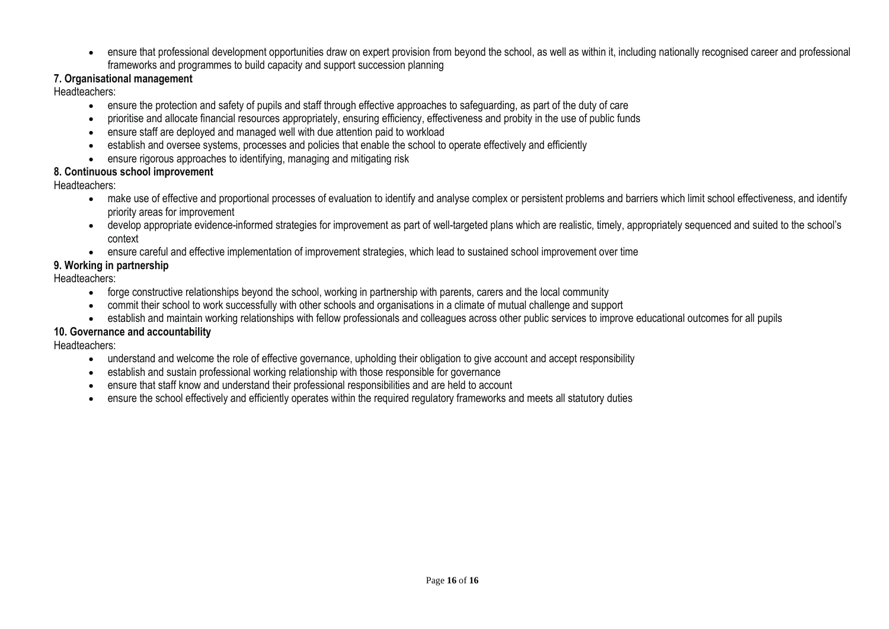- ensure that professional development opportunities draw on expert provision from beyond the school, as well as within it, including nationally recognised career and professional frameworks and programmes to build capacity and support succession planning

**7. Organisational management**

Headteachers:

- ensure the protection and safety of pupils and staff through effective approaches to safeguarding, as part of the duty of care
- prioritise and allocate financial resources appropriately, ensuring efficiency, effectiveness and probity in the use of public funds
- ensure staff are deployed and managed well with due attention paid to workload
- establish and oversee systems, processes and policies that enable the school to operate effectively and efficiently
- ensure rigorous approaches to identifying, managing and mitigating risk

**8. Continuous school improvement**

Headteachers:

- make use of effective and proportional processes of evaluation to identify and analyse complex or persistent problems and barriers which limit school effectiveness, and identify priority areas for improvement
- develop appropriate evidence-informed strategies for improvement as part of well-targeted plans which are realistic, timely, appropriately sequenced and suited to the school's context
- ensure careful and effective implementation of improvement strategies, which lead to sustained school improvement over time

**9. Working in partnership**

Headteachers:

- forge constructive relationships beyond the school, working in partnership with parents, carers and the local community
- commit their school to work successfully with other schools and organisations in a climate of mutual challenge and support
- establish and maintain working relationships with fellow professionals and colleagues across other public services to improve educational outcomes for all pupils

**10. Governance and accountability**

Headteachers:

- understand and welcome the role of effective governance, upholding their obligation to give account and accept responsibility
- establish and sustain professional working relationship with those responsible for governance
- ensure that staff know and understand their professional responsibilities and are held to account
- ensure the school effectively and efficiently operates within the required regulatory frameworks and meets all statutory duties